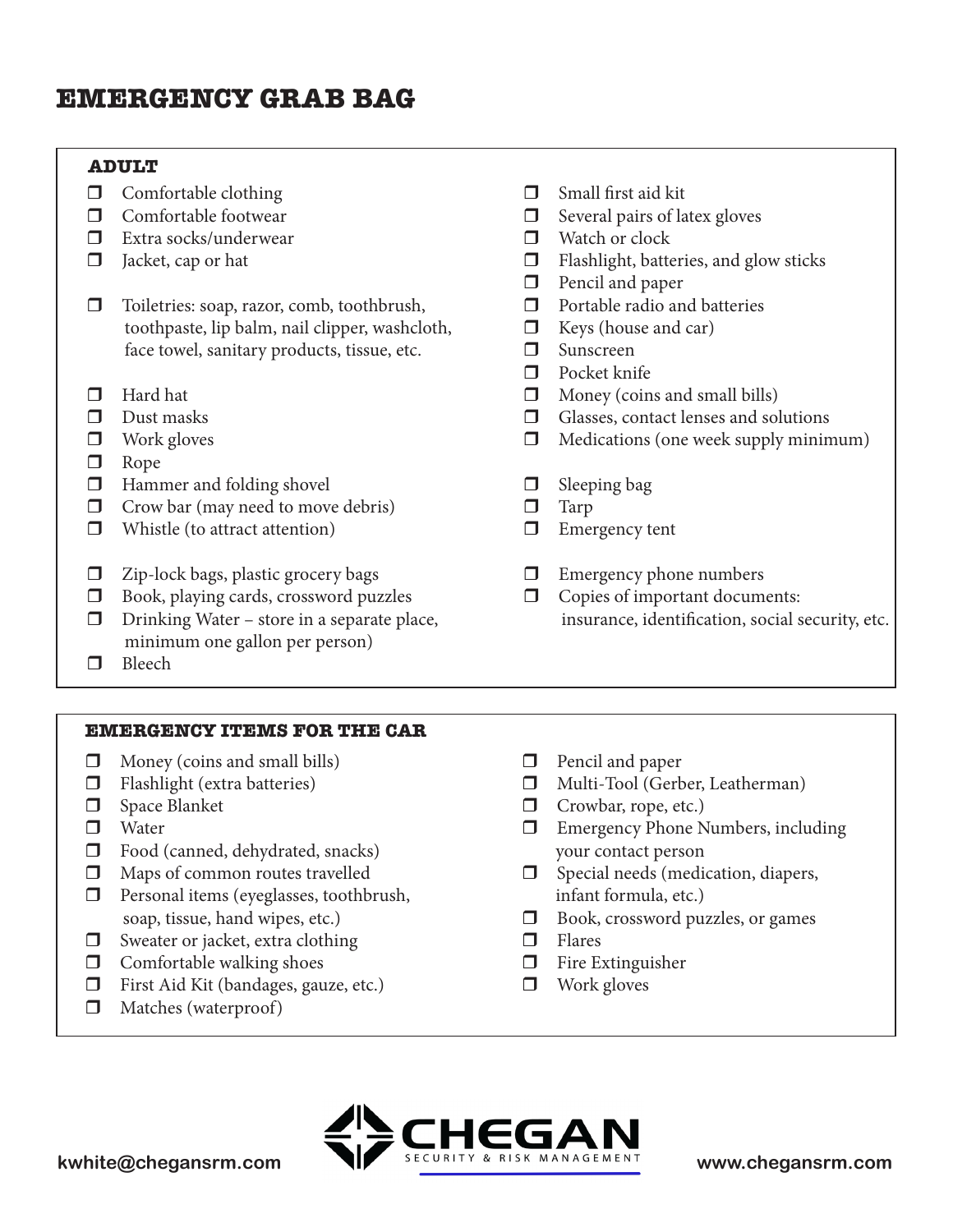# EMERGENCY GRAB BAG

## ADULT

- ❒ Comfortable clothing
- ❒ Comfortable footwear
- ❒ Extra socks/underwear
- ❒ Jacket, cap or hat

- ❒ Toiletries: soap, razor, comb, toothbrush, toothpaste, lip balm, nail clipper, washcloth, face towel, sanitary products, tissue, etc.

- ❒ Hard hat
- ❒ Dust masks
- ❒ Work gloves
- ❒ Rope
- ❒ Hammer and folding shovel
- ❒ Crow bar (may need to move debris)
- ❒ Whistle (to attract attention)

- ❒ Zip-lock bags, plastic grocery bags
- ❒ Book, playing cards, crossword puzzles
- ❒ Drinking Water – store in a separate place, minimum one gallon per person)
- ❒ Bleech

- ❒ Small first aid kit
- ❒ Several pairs of latex gloves
- ❒ Watch or clock
- ❒ Flashlight, batteries, and glow sticks
- ❒ Pencil and paper
- ❒ Portable radio and batteries
- ❒ Keys (house and car)
- ❒ Sunscreen
- ❒ Pocket knife
- ❒ Money (coins and small bills)
- ❒ Glasses, contact lenses and solutions
- ❒ Medications (one week supply minimum)

- ❒ Sleeping bag
- ❒ Tarp
- ❒ Emergency tent

- ❒ Emergency phone numbers
- ❒ Copies of important documents: insurance, identification, social security, etc.

## EMERGENCY ITEMS FOR THE CAR

- ❒ Money (coins and small bills)
- ❒ Flashlight (extra batteries)
- ❒ Space Blanket
- ❒ Water
- ❒ Food (canned, dehydrated, snacks)
- ❒ Maps of common routes travelled
- ❒ Personal items (eyeglasses, toothbrush, soap, tissue, hand wipes, etc.)
- ❒ Sweater or jacket, extra clothing
- ❒ Comfortable walking shoes
- ❒ First Aid Kit (bandages, gauze, etc.)
- ❒ Matches (waterproof)
- ❒ Pencil and paper
- ❒ Multi-Tool (Gerber, Leatherman)
- ❒ Crowbar, rope, etc.)
- ❒ Emergency Phone Numbers, including your contact person
- ❒ Special needs (medication, diapers, infant formula, etc.)
- ❒ Book, crossword puzzles, or games
- ❒ Flares
- ❒ Fire Extinguisher
- ❒ Work gloves

kwhite@chegansrm.com

CHEGAN SECURITY & RISK MANAGEMENT

www.chegansrm.com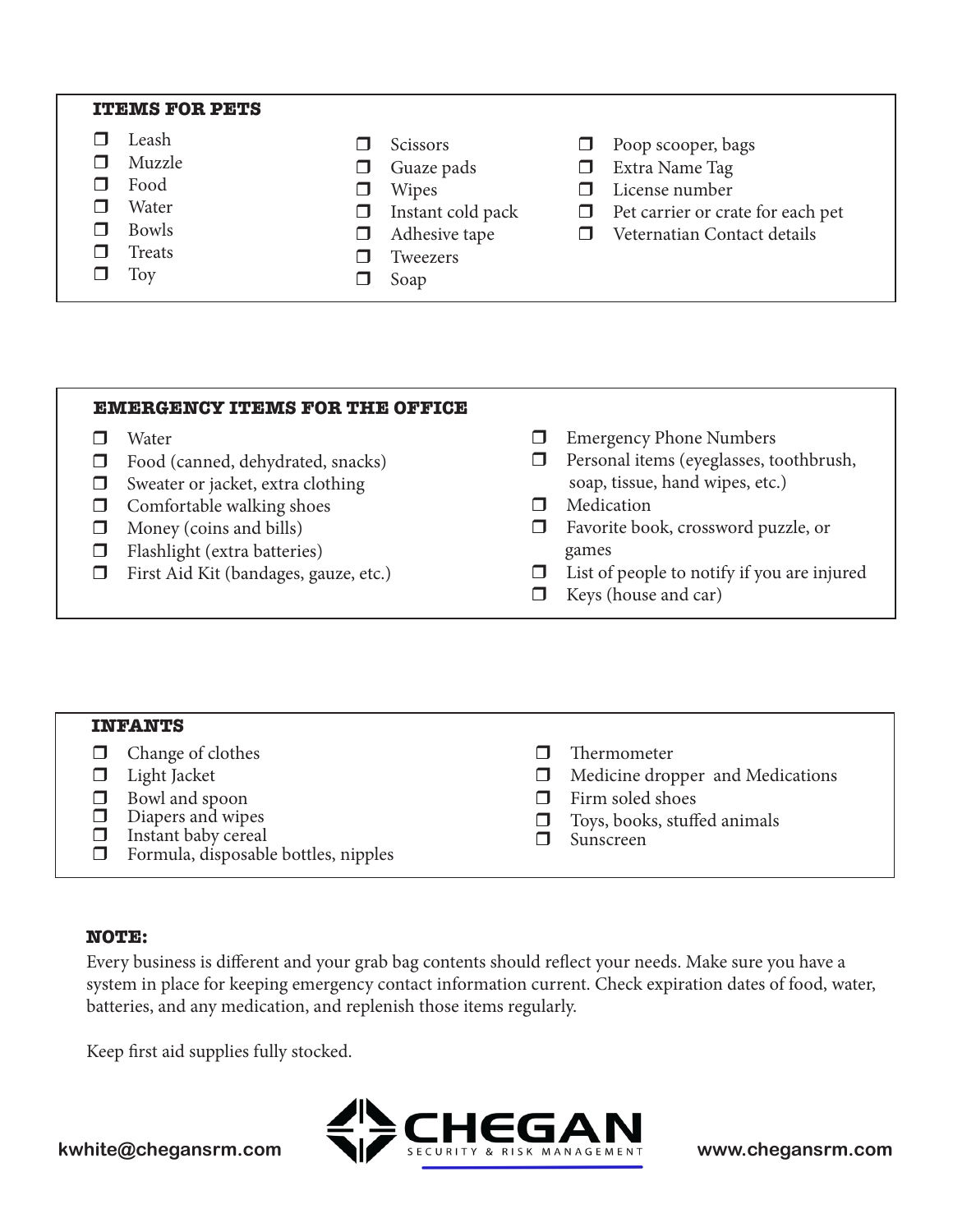## ITEMS FOR PETS

- ☐ Leash
- ☐ Muzzle
- ☐ Food
- ☐ Water
- ☐ Bowls
- ☐ Treats
- ☐ Toy
- ☐ Scissors
- ☐ Guaze pads
- ☐ Wipes
- ☐ Instant cold pack
- ☐ Adhesive tape
- ☐ Tweezers
- ☐ Soap
- ☐ Poop scooper, bags
- ☐ Extra Name Tag
- ☐ License number
- ☐ Pet carrier or crate for each pet
- ☐ Veternatian Contact details

## EMERGENCY ITEMS FOR THE OFFICE

- ☐ Water
- ☐ Food (canned, dehydrated, snacks)
- ☐ Sweater or jacket, extra clothing
- ☐ Comfortable walking shoes
- ☐ Money (coins and bills)
- ☐ Flashlight (extra batteries)
- ☐ First Aid Kit (bandages, gauze, etc.)
- ☐ Emergency Phone Numbers
- ☐ Personal items (eyeglasses, toothbrush, soap, tissue, hand wipes, etc.)
- ☐ Medication
- ☐ Favorite book, crossword puzzle, or games
- ☐ List of people to notify if you are injured
- ☐ Keys (house and car)

## INFANTS

- ☐ Change of clothes
- ☐ Light Jacket
- ☐ Bowl and spoon
- ☐ Diapers and wipes
- ☐ Instant baby cereal
- ☐ Formula, disposable bottles, nipples
- ☐ Thermometer
- ☐ Medicine dropper and Medications
- ☐ Firm soled shoes
- ☐ Toys, books, stuffed animals
- ☐ Sunscreen

### NOTE:

Every business is different and your grab bag contents should reflect your needs. Make sure you have a system in place for keeping emergency contact information current. Check expiration dates of food, water, batteries, and any medication, and replenish those items regularly.

Keep first aid supplies fully stocked.

kwhite@chegansrm.com

CHEGAN SECURITY & RISK MANAGEMENT

www.chegansrm.com